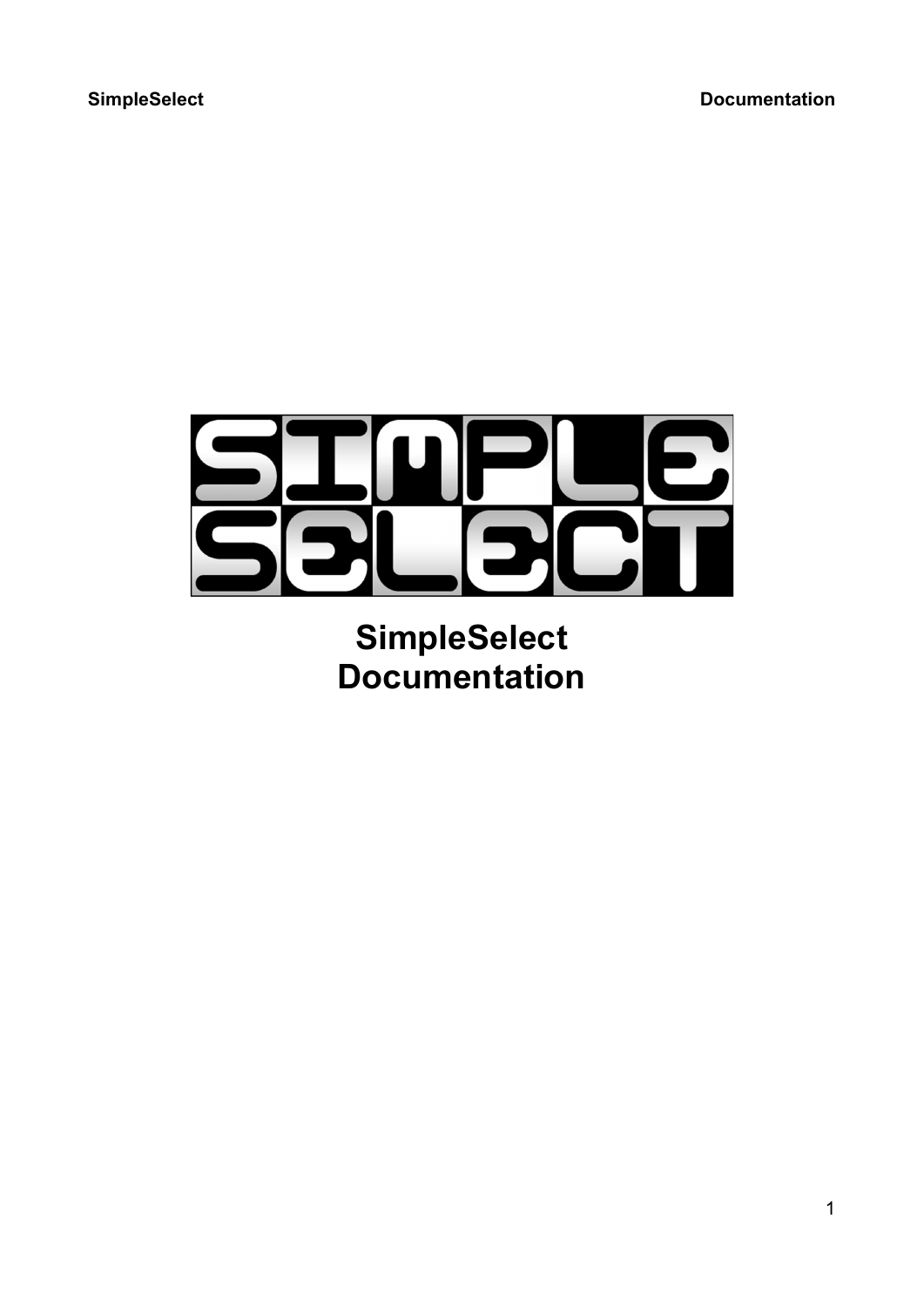# SimpleSelect Documentation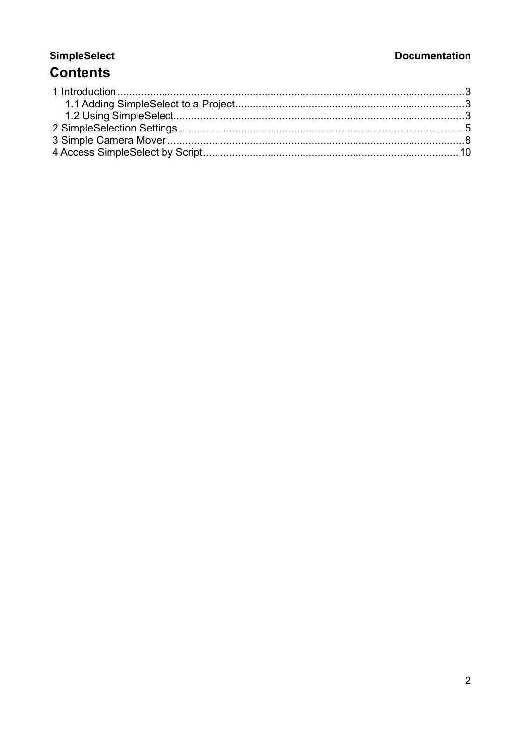# Contents

1 Introduction ........................................................ 3
  1.1 Adding SimpleSelect to a Project ........................................ 3
  1.2 Using SimpleSelect ........................................ 3
2 SimpleSelection Settings ........................................ 5
3 Simple Camera Mover ........................................ 8
4 Access SimpleSelect by Script ........................................ 10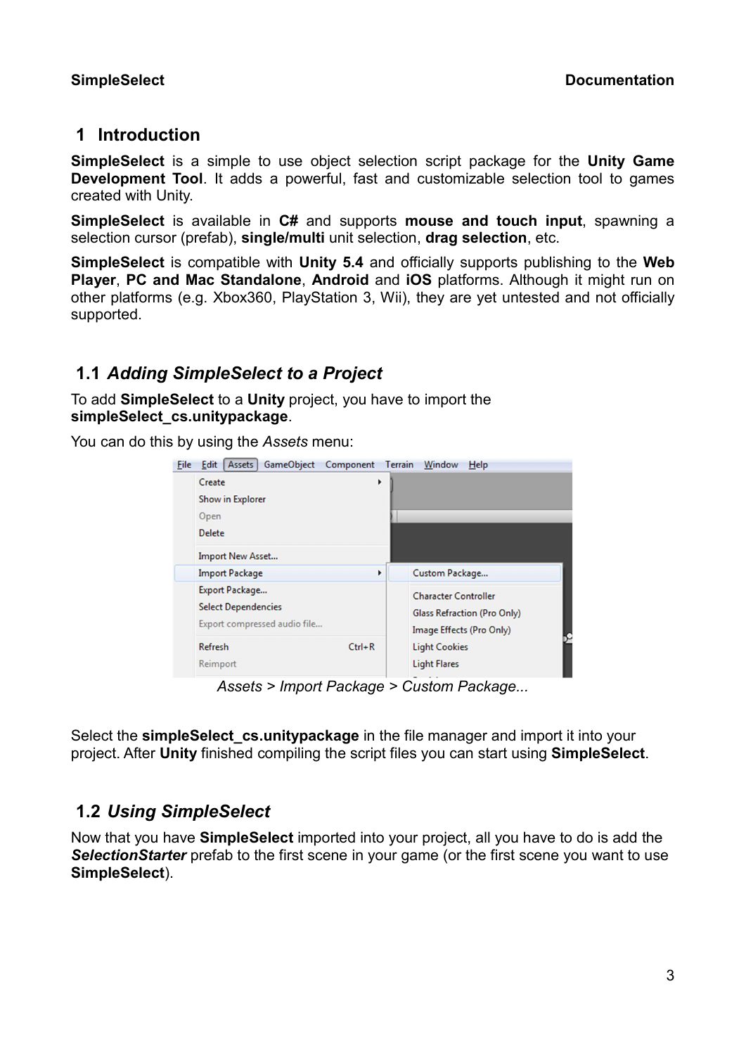# 1 Introduction

**SimpleSelect** is a simple to use object selection script package for the **Unity Game Development Tool**. It adds a powerful, fast and customizable selection tool to games created with Unity.

**SimpleSelect** is available in **C#** and supports **mouse and touch input**, spawning a selection cursor (prefab), **single/multi** unit selection, **drag selection**, etc.

**SimpleSelect** is compatible with **Unity 5.4** and officially supports publishing to the **Web Player**, **PC and Mac Standalone**, **Android** and **iOS** platforms. Although it might run on other platforms (e.g. Xbox360, PlayStation 3, Wii), they are yet untested and not officially supported.

## 1.1 *Adding SimpleSelect to a Project*

To add **SimpleSelect** to a **Unity** project, you have to import the **simpleSelect_cs.unitypackage**.

You can do this by using the *Assets* menu:

*Assets > Import Package > Custom Package...*

Select the **simpleSelect_cs.unitypackage** in the file manager and import it into your project. After **Unity** finished compiling the script files you can start using **SimpleSelect**.

## 1.2 *Using SimpleSelect*

Now that you have **SimpleSelect** imported into your project, all you have to do is add the ***SelectionStarter*** prefab to the first scene in your game (or the first scene you want to use **SimpleSelect**).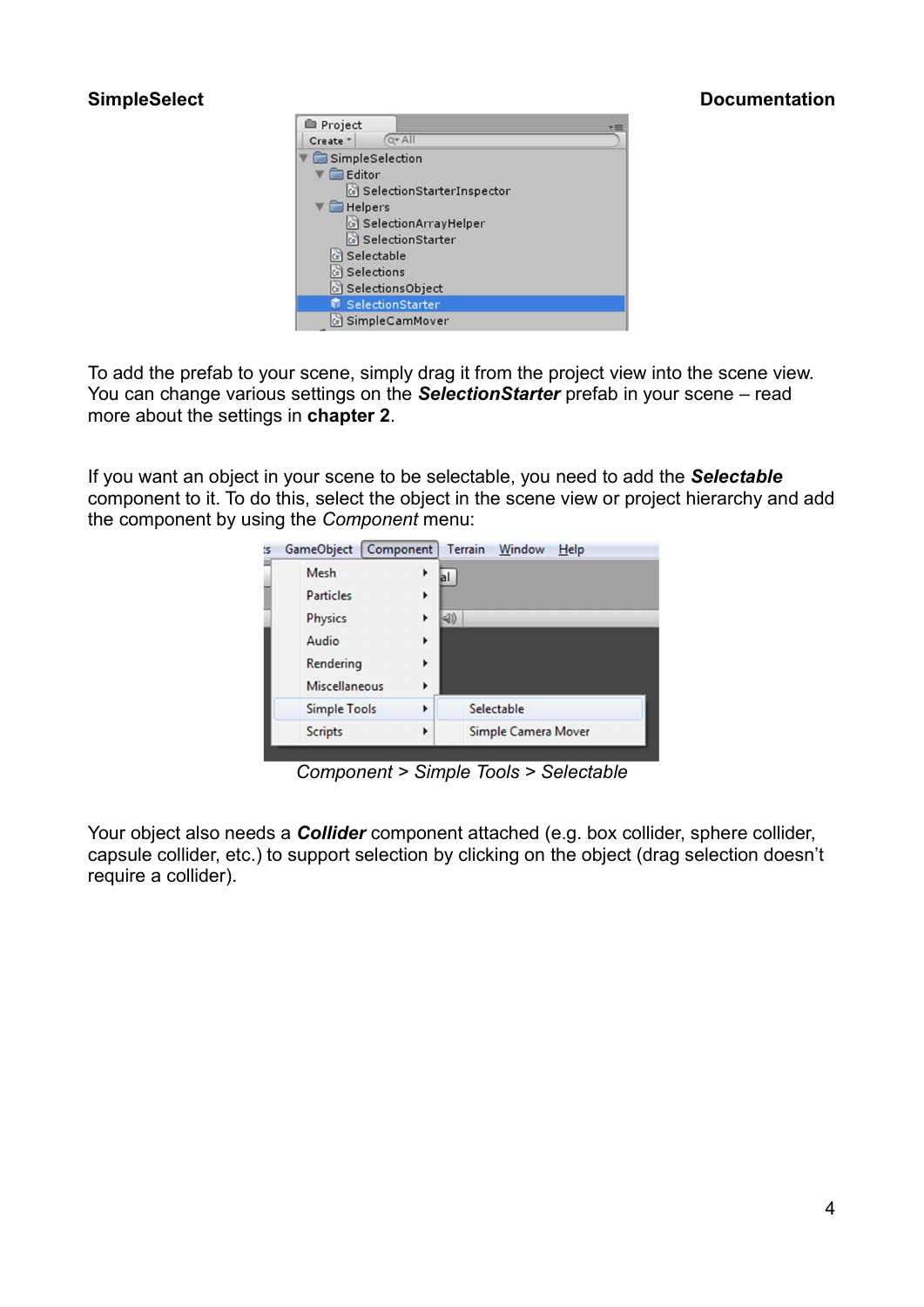To add the prefab to your scene, simply drag it from the project view into the scene view. You can change various settings on the ***SelectionStarter*** prefab in your scene – read more about the settings in **chapter 2**.

If you want an object in your scene to be selectable, you need to add the ***Selectable*** component to it. To do this, select the object in the scene view or project hierarchy and add the component by using the *Component* menu:

*Component > Simple Tools > Selectable*

Your object also needs a ***Collider*** component attached (e.g. box collider, sphere collider, capsule collider, etc.) to support selection by clicking on the object (drag selection doesn't require a collider).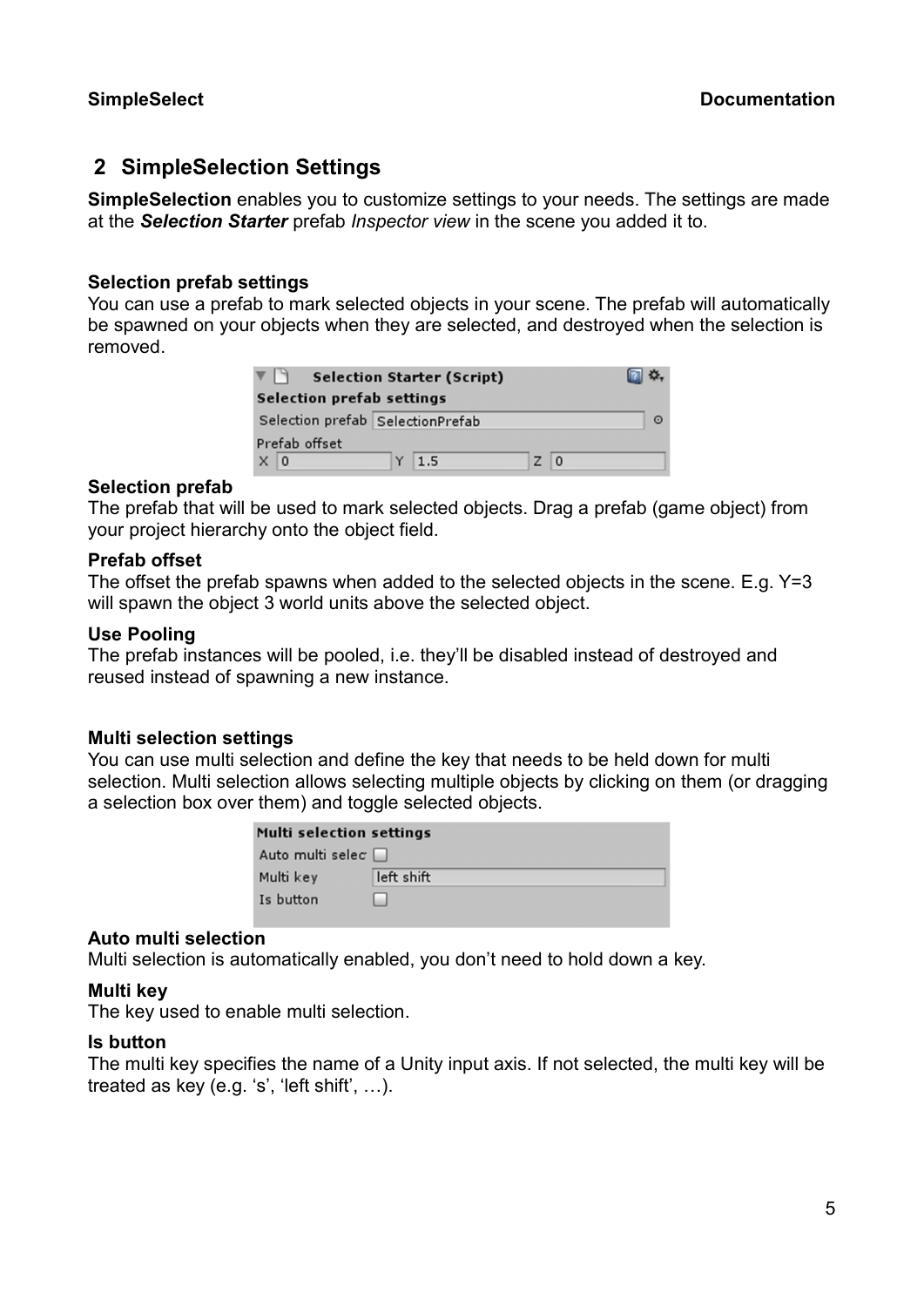## 2 SimpleSelection Settings

**SimpleSelection** enables you to customize settings to your needs. The settings are made at the ***Selection Starter*** prefab *Inspector view* in the scene you added it to.

**Selection prefab settings**
You can use a prefab to mark selected objects in your scene. The prefab will automatically be spawned on your objects when they are selected, and destroyed when the selection is removed.

**Selection prefab**
The prefab that will be used to mark selected objects. Drag a prefab (game object) from your project hierarchy onto the object field.

**Prefab offset**
The offset the prefab spawns when added to the selected objects in the scene. E.g. Y=3 will spawn the object 3 world units above the selected object.

**Use Pooling**
The prefab instances will be pooled, i.e. they'll be disabled instead of destroyed and reused instead of spawning a new instance.

**Multi selection settings**
You can use multi selection and define the key that needs to be held down for multi selection. Multi selection allows selecting multiple objects by clicking on them (or dragging a selection box over them) and toggle selected objects.

**Auto multi selection**
Multi selection is automatically enabled, you don't need to hold down a key.

**Multi key**
The key used to enable multi selection.

**Is button**
The multi key specifies the name of a Unity input axis. If not selected, the multi key will be treated as key (e.g. 's', 'left shift', …).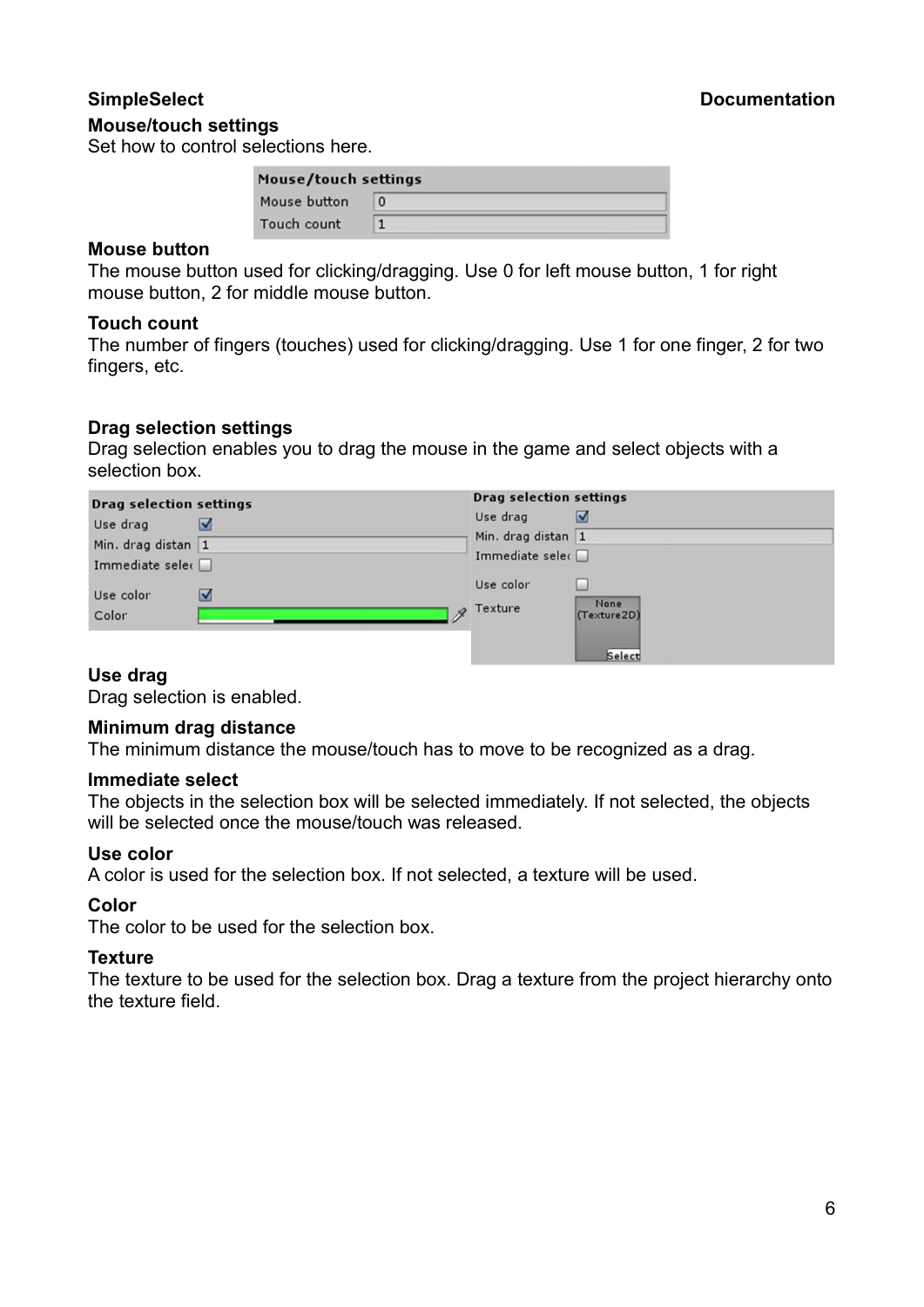**Mouse/touch settings**

Set how to control selections here.

**Mouse button**

The mouse button used for clicking/dragging. Use 0 for left mouse button, 1 for right mouse button, 2 for middle mouse button.

**Touch count**

The number of fingers (touches) used for clicking/dragging. Use 1 for one finger, 2 for two fingers, etc.

**Drag selection settings**

Drag selection enables you to drag the mouse in the game and select objects with a selection box.

**Use drag**

Drag selection is enabled.

**Minimum drag distance**

The minimum distance the mouse/touch has to move to be recognized as a drag.

**Immediate select**

The objects in the selection box will be selected immediately. If not selected, the objects will be selected once the mouse/touch was released.

**Use color**

A color is used for the selection box. If not selected, a texture will be used.

**Color**

The color to be used for the selection box.

**Texture**

The texture to be used for the selection box. Drag a texture from the project hierarchy onto the texture field.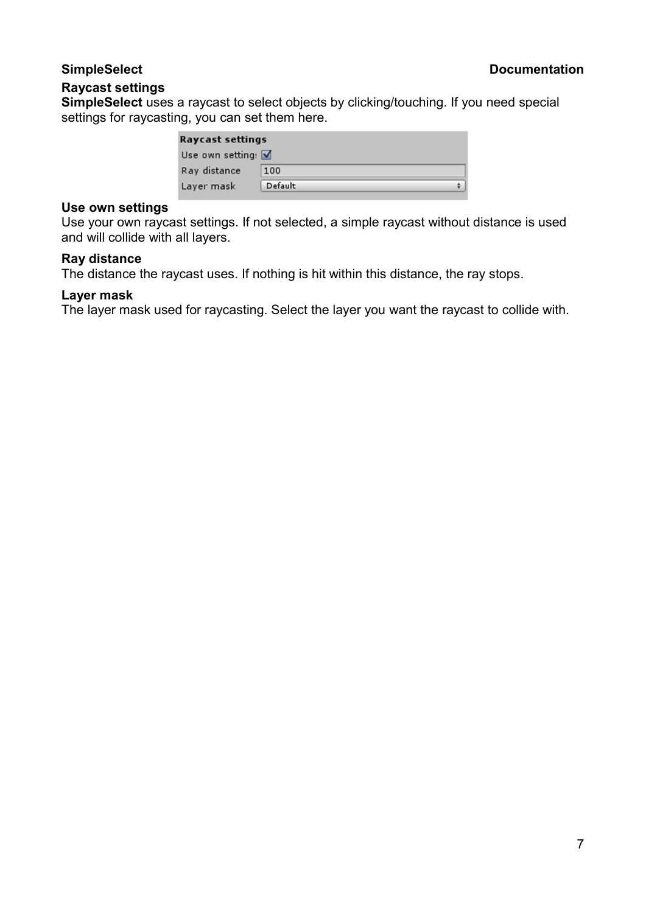## Raycast settings

**SimpleSelect** uses a raycast to select objects by clicking/touching. If you need special settings for raycasting, you can set them here.

### Use own settings

Use your own raycast settings. If not selected, a simple raycast without distance is used and will collide with all layers.

### Ray distance

The distance the raycast uses. If nothing is hit within this distance, the ray stops.

### Layer mask

The layer mask used for raycasting. Select the layer you want the raycast to collide with.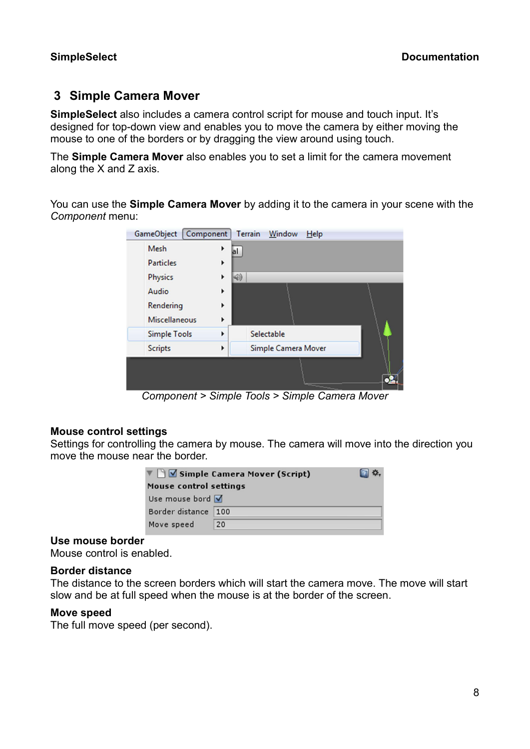## 3 Simple Camera Mover

**SimpleSelect** also includes a camera control script for mouse and touch input. It's designed for top-down view and enables you to move the camera by either moving the mouse to one of the borders or by dragging the view around using touch.

The **Simple Camera Mover** also enables you to set a limit for the camera movement along the X and Z axis.

You can use the **Simple Camera Mover** by adding it to the camera in your scene with the *Component* menu:

*Component > Simple Tools > Simple Camera Mover*

**Mouse control settings**
Settings for controlling the camera by mouse. The camera will move into the direction you move the mouse near the border.

**Use mouse border**
Mouse control is enabled.

**Border distance**
The distance to the screen borders which will start the camera move. The move will start slow and be at full speed when the mouse is at the border of the screen.

**Move speed**
The full move speed (per second).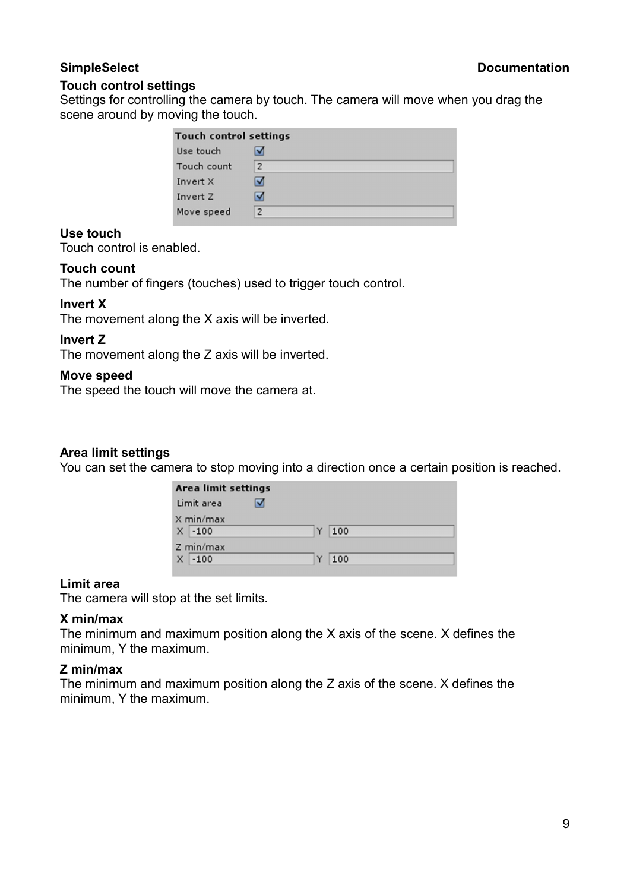### Touch control settings

Settings for controlling the camera by touch. The camera will move when you drag the scene around by moving the touch.

**Use touch**
Touch control is enabled.

**Touch count**
The number of fingers (touches) used to trigger touch control.

**Invert X**
The movement along the X axis will be inverted.

**Invert Z**
The movement along the Z axis will be inverted.

**Move speed**
The speed the touch will move the camera at.

### Area limit settings

You can set the camera to stop moving into a direction once a certain position is reached.

**Limit area**
The camera will stop at the set limits.

**X min/max**
The minimum and maximum position along the X axis of the scene. X defines the minimum, Y the maximum.

**Z min/max**
The minimum and maximum position along the Z axis of the scene. X defines the minimum, Y the maximum.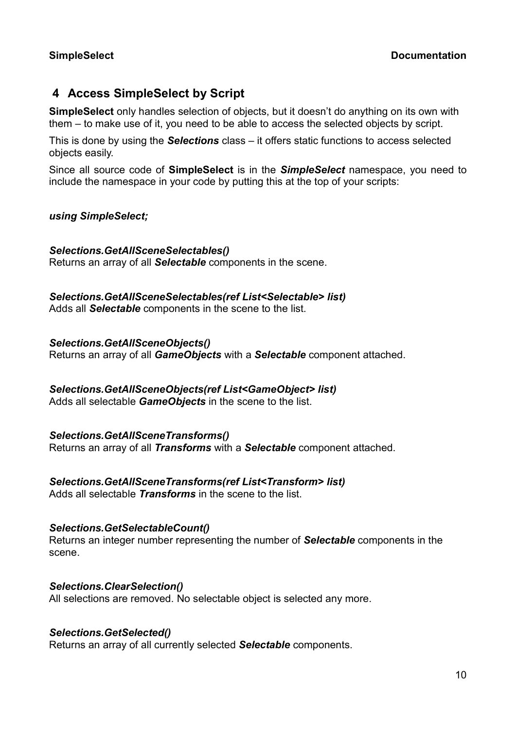## 4 Access SimpleSelect by Script

**SimpleSelect** only handles selection of objects, but it doesn't do anything on its own with them – to make use of it, you need to be able to access the selected objects by script.

This is done by using the ***Selections*** class – it offers static functions to access selected objects easily.

Since all source code of **SimpleSelect** is in the ***SimpleSelect*** namespace, you need to include the namespace in your code by putting this at the top of your scripts:

***using SimpleSelect;***

***Selections.GetAllSceneSelectables()***
Returns an array of all ***Selectable*** components in the scene.

***Selections.GetAllSceneSelectables(ref List<Selectable> list)***
Adds all ***Selectable*** components in the scene to the list.

***Selections.GetAllSceneObjects()***
Returns an array of all ***GameObjects*** with a ***Selectable*** component attached.

***Selections.GetAllSceneObjects(ref List<GameObject> list)***
Adds all selectable ***GameObjects*** in the scene to the list.

***Selections.GetAllSceneTransforms()***
Returns an array of all ***Transforms*** with a ***Selectable*** component attached.

***Selections.GetAllSceneTransforms(ref List<Transform> list)***
Adds all selectable ***Transforms*** in the scene to the list.

***Selections.GetSelectableCount()***
Returns an integer number representing the number of ***Selectable*** components in the scene.

***Selections.ClearSelection()***
All selections are removed. No selectable object is selected any more.

***Selections.GetSelected()***
Returns an array of all currently selected ***Selectable*** components.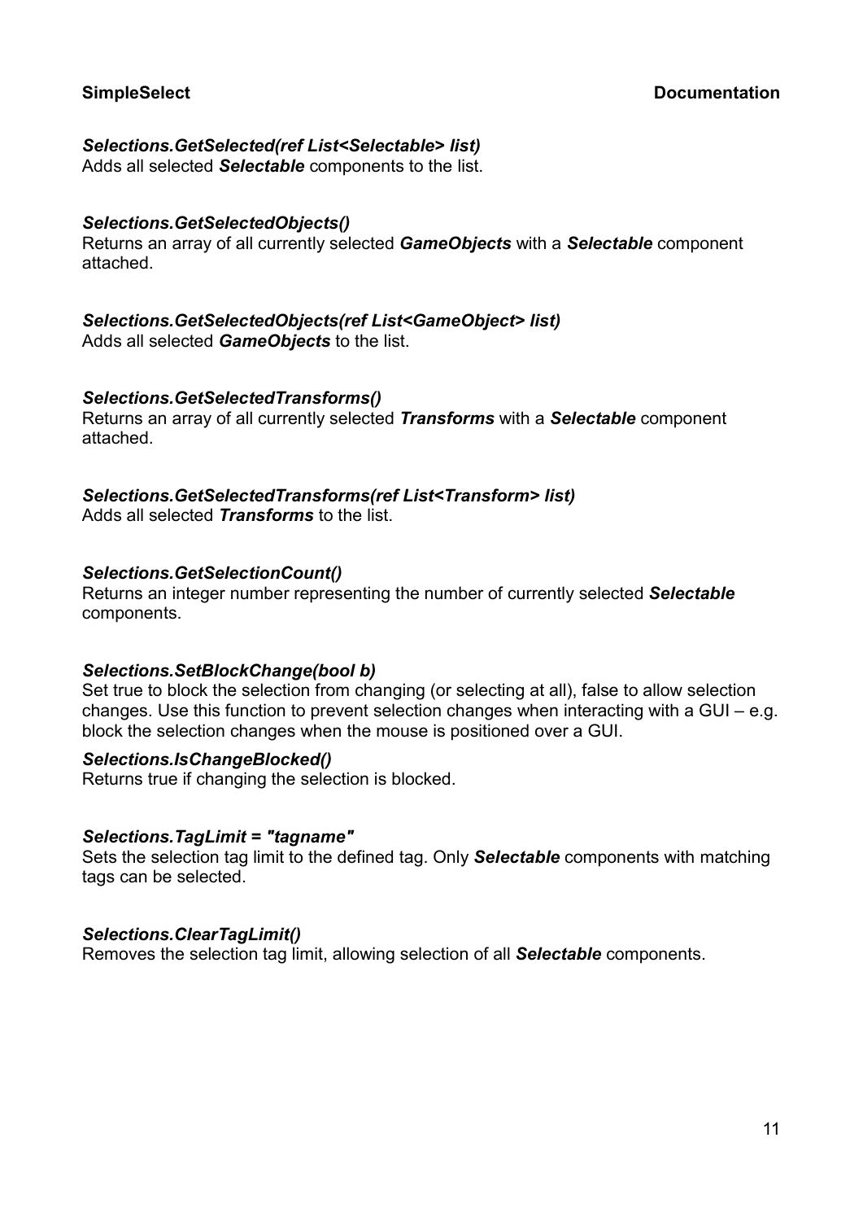***Selections.GetSelected(ref List<Selectable> list)***
Adds all selected ***Selectable*** components to the list.

***Selections.GetSelectedObjects()***
Returns an array of all currently selected ***GameObjects*** with a ***Selectable*** component attached.

***Selections.GetSelectedObjects(ref List<GameObject> list)***
Adds all selected ***GameObjects*** to the list.

***Selections.GetSelectedTransforms()***
Returns an array of all currently selected ***Transforms*** with a ***Selectable*** component attached.

***Selections.GetSelectedTransforms(ref List<Transform> list)***
Adds all selected ***Transforms*** to the list.

***Selections.GetSelectionCount()***
Returns an integer number representing the number of currently selected ***Selectable*** components.

***Selections.SetBlockChange(bool b)***
Set true to block the selection from changing (or selecting at all), false to allow selection changes. Use this function to prevent selection changes when interacting with a GUI – e.g. block the selection changes when the mouse is positioned over a GUI.

***Selections.IsChangeBlocked()***
Returns true if changing the selection is blocked.

***Selections.TagLimit = "tagname"***
Sets the selection tag limit to the defined tag. Only ***Selectable*** components with matching tags can be selected.

***Selections.ClearTagLimit()***
Removes the selection tag limit, allowing selection of all ***Selectable*** components.